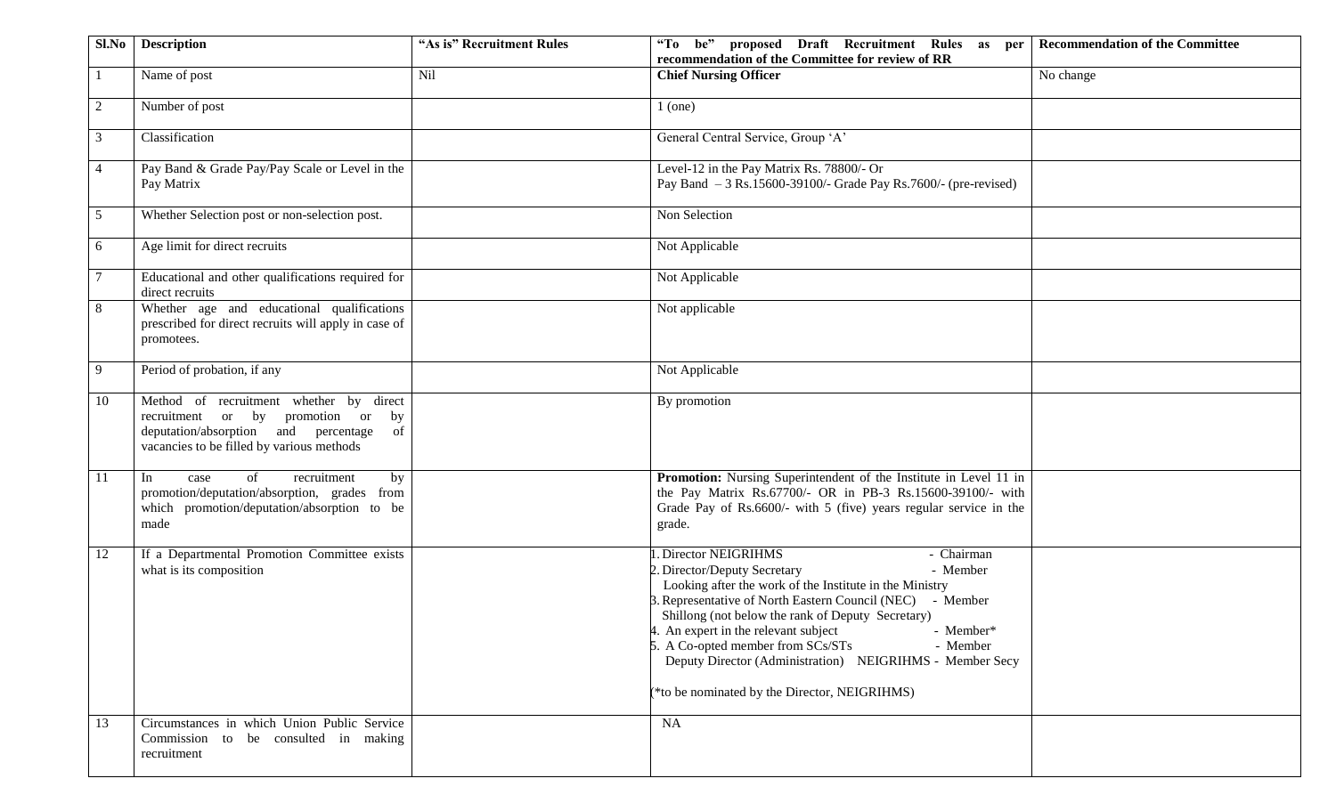| Sl.No | Description | "As is" Recruitment Rules | "To be" proposed Draft Recruitment Rules as per recommendation of the Committee for review of RR | Recommendation of the Committee |
|---|---|---|---|---|
| 1 | Name of post | Nil | **Chief Nursing Officer** | No change |
| 2 | Number of post | | 1 (one) | |
| 3 | Classification | | General Central Service, Group 'A' | |
| 4 | Pay Band & Grade Pay/Pay Scale or Level in the Pay Matrix | | Level-12 in the Pay Matrix Rs. 78800/- Or<br>Pay Band – 3 Rs.15600-39100/- Grade Pay Rs.7600/- (pre-revised) | |
| 5 | Whether Selection post or non-selection post. | | Non Selection | |
| 6 | Age limit for direct recruits | | Not Applicable | |
| 7 | Educational and other qualifications required for direct recruits | | Not Applicable | |
| 8 | Whether age and educational qualifications prescribed for direct recruits will apply in case of promotees. | | Not applicable | |
| 9 | Period of probation, if any | | Not Applicable | |
| 10 | Method of recruitment whether by direct recruitment or by promotion or by deputation/absorption and percentage of vacancies to be filled by various methods | | By promotion | |
| 11 | In case of recruitment by promotion/deputation/absorption, grades from which promotion/deputation/absorption to be made | | **Promotion:** Nursing Superintendent of the Institute in Level 11 in the Pay Matrix Rs.67700/- OR in PB-3 Rs.15600-39100/- with Grade Pay of Rs.6600/- with 5 (five) years regular service in the grade. | |
| 12 | If a Departmental Promotion Committee exists what is its composition | | 1. Director NEIGRIHMS - Chairman<br>2. Director/Deputy Secretary - Member<br>Looking after the work of the Institute in the Ministry<br>3. Representative of North Eastern Council (NEC) - Member<br>Shillong (not below the rank of Deputy Secretary)<br>4. An expert in the relevant subject - Member*<br>5. A Co-opted member from SCs/STs - Member<br>Deputy Director (Administration) NEIGRIHMS - Member Secy<br><br>(*to be nominated by the Director, NEIGRIHMS) | |
| 13 | Circumstances in which Union Public Service Commission to be consulted in making recruitment | | NA | |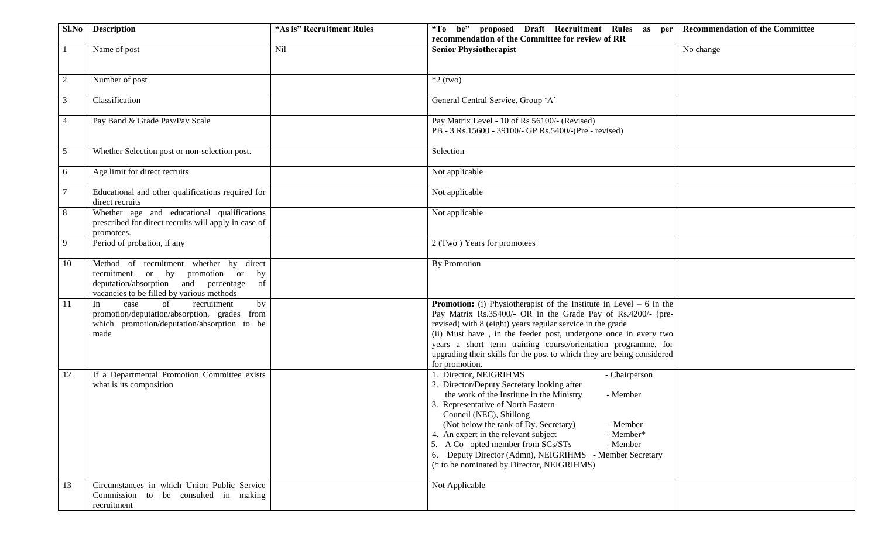| Sl.No | Description | "As is" Recruitment Rules | "To be" proposed Draft Recruitment Rules as per recommendation of the Committee for review of RR | Recommendation of the Committee |
|---|---|---|---|---|
| 1 | Name of post | Nil | **Senior Physiotherapist** | No change |
| 2 | Number of post | | *2 (two) | |
| 3 | Classification | | General Central Service, Group 'A' | |
| 4 | Pay Band & Grade Pay/Pay Scale | | Pay Matrix Level - 10 of Rs 56100/- (Revised)<br>PB - 3 Rs.15600 - 39100/- GP Rs.5400/-(Pre - revised) | |
| 5 | Whether Selection post or non-selection post. | | Selection | |
| 6 | Age limit for direct recruits | | Not applicable | |
| 7 | Educational and other qualifications required for direct recruits | | Not applicable | |
| 8 | Whether age and educational qualifications prescribed for direct recruits will apply in case of promotees. | | Not applicable | |
| 9 | Period of probation, if any | | 2 (Two ) Years for promotees | |
| 10 | Method of recruitment whether by direct recruitment or by promotion or by deputation/absorption and percentage of vacancies to be filled by various methods | | By Promotion | |
| 11 | In case of recruitment by promotion/deputation/absorption, grades from which promotion/deputation/absorption to be made | | **Promotion:** (i) Physiotherapist of the Institute in Level – 6 in the Pay Matrix Rs.35400/- OR in the Grade Pay of Rs.4200/- (pre-revised) with 8 (eight) years regular service in the grade<br>(ii) Must have , in the feeder post, undergone once in every two years a short term training course/orientation programme, for upgrading their skills for the post to which they are being considered for promotion. | |
| 12 | If a Departmental Promotion Committee exists what is its composition | | 1. Director, NEIGRIHMS - Chairperson<br>2. Director/Deputy Secretary looking after the work of the Institute in the Ministry - Member<br>3. Representative of North Eastern Council (NEC), Shillong (Not below the rank of Dy. Secretary) - Member<br>4. An expert in the relevant subject - Member*<br>5. A Co –opted member from SCs/STs - Member<br>6. Deputy Director (Admn), NEIGRIHMS - Member Secretary<br>(* to be nominated by Director, NEIGRIHMS) | |
| 13 | Circumstances in which Union Public Service Commission to be consulted in making recruitment | | Not Applicable | |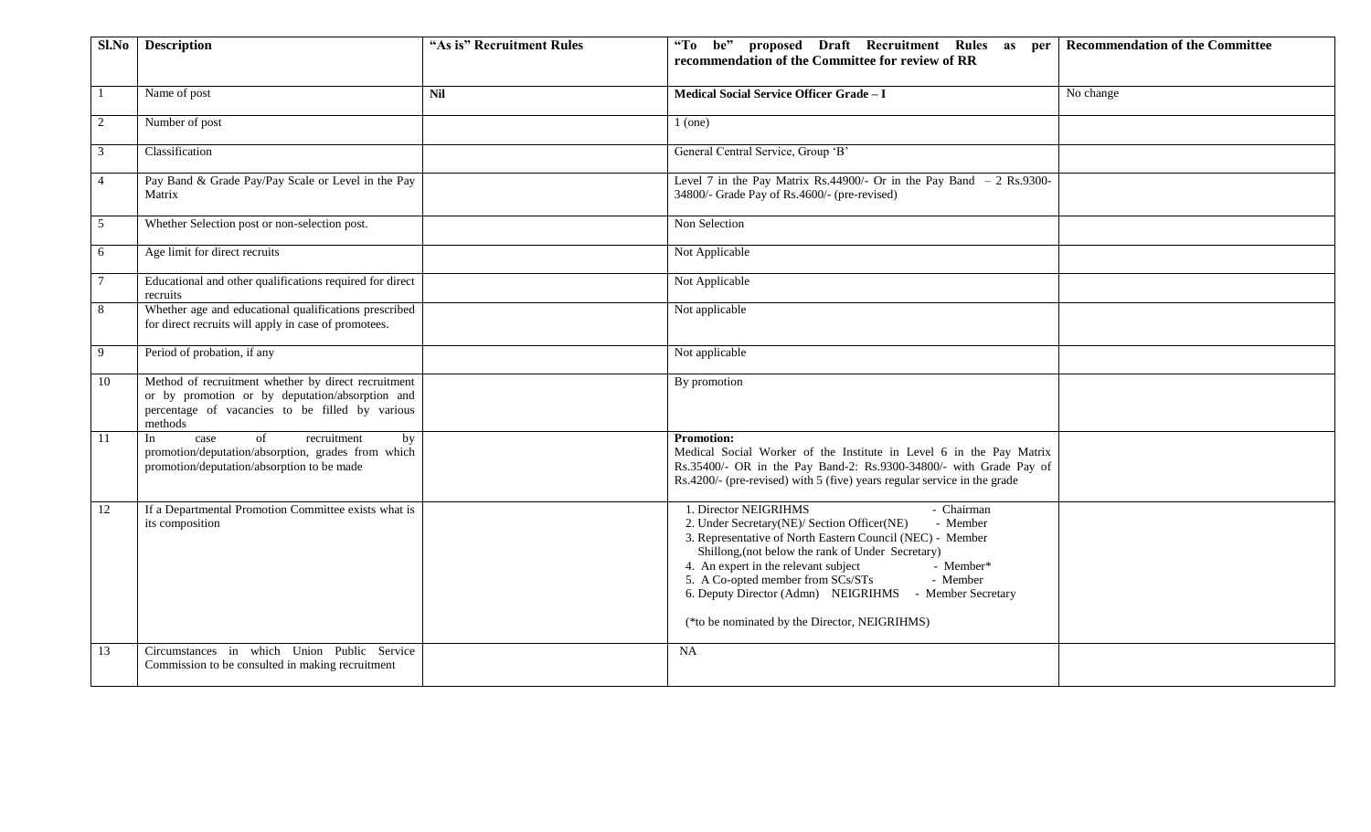| Sl.No | Description | "As is" Recruitment Rules | "To be" proposed Draft Recruitment Rules as per recommendation of the Committee for review of RR | Recommendation of the Committee |
|---|---|---|---|---|
| 1 | Name of post | **Nil** | **Medical Social Service Officer Grade – I** | No change |
| 2 | Number of post | | 1 (one) | |
| 3 | Classification | | General Central Service, Group 'B' | |
| 4 | Pay Band & Grade Pay/Pay Scale or Level in the Pay Matrix | | Level 7 in the Pay Matrix Rs.44900/- Or in the Pay Band – 2 Rs.9300-34800/- Grade Pay of Rs.4600/- (pre-revised) | |
| 5 | Whether Selection post or non-selection post. | | Non Selection | |
| 6 | Age limit for direct recruits | | Not Applicable | |
| 7 | Educational and other qualifications required for direct recruits | | Not Applicable | |
| 8 | Whether age and educational qualifications prescribed for direct recruits will apply in case of promotees. | | Not applicable | |
| 9 | Period of probation, if any | | Not applicable | |
| 10 | Method of recruitment whether by direct recruitment or by promotion or by deputation/absorption and percentage of vacancies to be filled by various methods | | By promotion | |
| 11 | In case of recruitment by promotion/deputation/absorption, grades from which promotion/deputation/absorption to be made | | **Promotion:**<br>Medical Social Worker of the Institute in Level 6 in the Pay Matrix Rs.35400/- OR in the Pay Band-2: Rs.9300-34800/- with Grade Pay of Rs.4200/- (pre-revised) with 5 (five) years regular service in the grade | |
| 12 | If a Departmental Promotion Committee exists what is its composition | | 1. Director NEIGRIHMS - Chairman<br>2. Under Secretary(NE)/ Section Officer(NE) - Member<br>3. Representative of North Eastern Council (NEC) - Member Shillong,(not below the rank of Under Secretary)<br>4. An expert in the relevant subject - Member*<br>5. A Co-opted member from SCs/STs - Member<br>6. Deputy Director (Admn) NEIGRIHMS - Member Secretary<br><br>(*to be nominated by the Director, NEIGRIHMS) | |
| 13 | Circumstances in which Union Public Service Commission to be consulted in making recruitment | | NA | |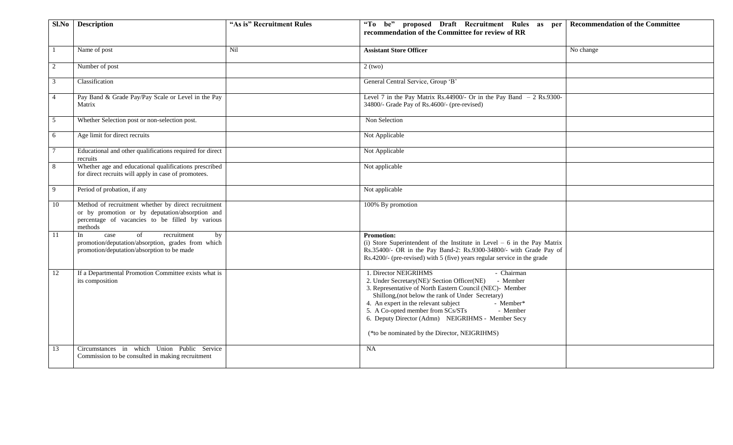| Sl.No | Description | "As is" Recruitment Rules | "To be" proposed Draft Recruitment Rules as per recommendation of the Committee for review of RR | Recommendation of the Committee |
|---|---|---|---|---|
| 1 | Name of post | Nil | **Assistant Store Officer** | No change |
| 2 | Number of post | | 2 (two) | |
| 3 | Classification | | General Central Service, Group 'B' | |
| 4 | Pay Band & Grade Pay/Pay Scale or Level in the Pay Matrix | | Level 7 in the Pay Matrix Rs.44900/- Or in the Pay Band – 2 Rs.9300-34800/- Grade Pay of Rs.4600/- (pre-revised) | |
| 5 | Whether Selection post or non-selection post. | | Non Selection | |
| 6 | Age limit for direct recruits | | Not Applicable | |
| 7 | Educational and other qualifications required for direct recruits | | Not Applicable | |
| 8 | Whether age and educational qualifications prescribed for direct recruits will apply in case of promotees. | | Not applicable | |
| 9 | Period of probation, if any | | Not applicable | |
| 10 | Method of recruitment whether by direct recruitment or by promotion or by deputation/absorption and percentage of vacancies to be filled by various methods | | 100% By promotion | |
| 11 | In case of recruitment by promotion/deputation/absorption, grades from which promotion/deputation/absorption to be made | | **Promotion:**<br>(i) Store Superintendent of the Institute in Level – 6 in the Pay Matrix Rs.35400/- OR in the Pay Band-2: Rs.9300-34800/- with Grade Pay of Rs.4200/- (pre-revised) with 5 (five) years regular service in the grade | |
| 12 | If a Departmental Promotion Committee exists what is its composition | | 1. Director NEIGRIHMS - Chairman<br>2. Under Secretary(NE)/ Section Officer(NE) - Member<br>3. Representative of North Eastern Council (NEC)- Member Shillong,(not below the rank of Under Secretary)<br>4. An expert in the relevant subject - Member*<br>5. A Co-opted member from SCs/STs - Member<br>6. Deputy Director (Admn) NEIGRIHMS - Member Secy<br><br>(*to be nominated by the Director, NEIGRIHMS) | |
| 13 | Circumstances in which Union Public Service Commission to be consulted in making recruitment | | NA | |